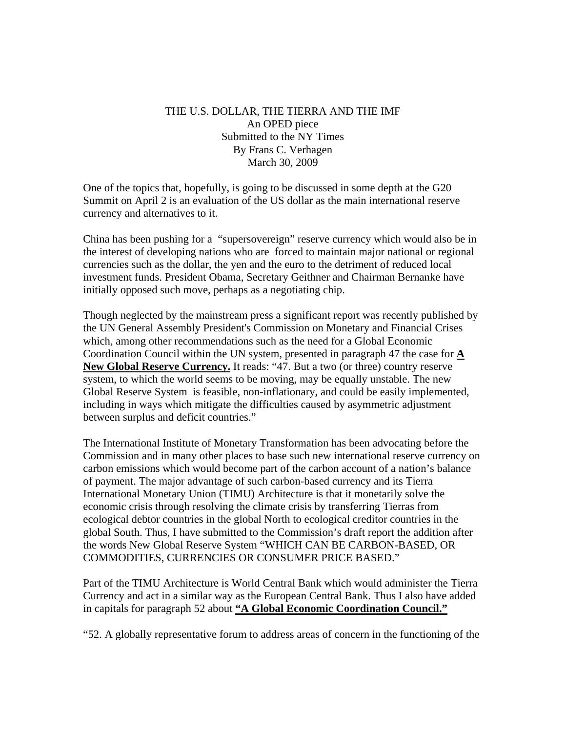THE U.S. DOLLAR, THE TIERRA AND THE IMF
An OPED piece
Submitted to the NY Times
By Frans C. Verhagen
March 30, 2009

One of the topics that, hopefully, is going to be discussed in some depth at the G20 Summit on April 2 is an evaluation of the US dollar as the main international reserve currency and alternatives to it.

China has been pushing for a "supersovereign" reserve currency which would also be in the interest of developing nations who are forced to maintain major national or regional currencies such as the dollar, the yen and the euro to the detriment of reduced local investment funds. President Obama, Secretary Geithner and Chairman Bernanke have initially opposed such move, perhaps as a negotiating chip.

Though neglected by the mainstream press a significant report was recently published by the UN General Assembly President's Commission on Monetary and Financial Crises which, among other recommendations such as the need for a Global Economic Coordination Council within the UN system, presented in paragraph 47 the case for **A New Global Reserve Currency.** It reads: "47. But a two (or three) country reserve system, to which the world seems to be moving, may be equally unstable. The new Global Reserve System is feasible, non-inflationary, and could be easily implemented, including in ways which mitigate the difficulties caused by asymmetric adjustment between surplus and deficit countries."

The International Institute of Monetary Transformation has been advocating before the Commission and in many other places to base such new international reserve currency on carbon emissions which would become part of the carbon account of a nation's balance of payment. The major advantage of such carbon-based currency and its Tierra International Monetary Union (TIMU) Architecture is that it monetarily solve the economic crisis through resolving the climate crisis by transferring Tierras from ecological debtor countries in the global North to ecological creditor countries in the global South. Thus, I have submitted to the Commission's draft report the addition after the words New Global Reserve System "WHICH CAN BE CARBON-BASED, OR COMMODITIES, CURRENCIES OR CONSUMER PRICE BASED."

Part of the TIMU Architecture is World Central Bank which would administer the Tierra Currency and act in a similar way as the European Central Bank. Thus I also have added in capitals for paragraph 52 about **"A Global Economic Coordination Council."**

"52. A globally representative forum to address areas of concern in the functioning of the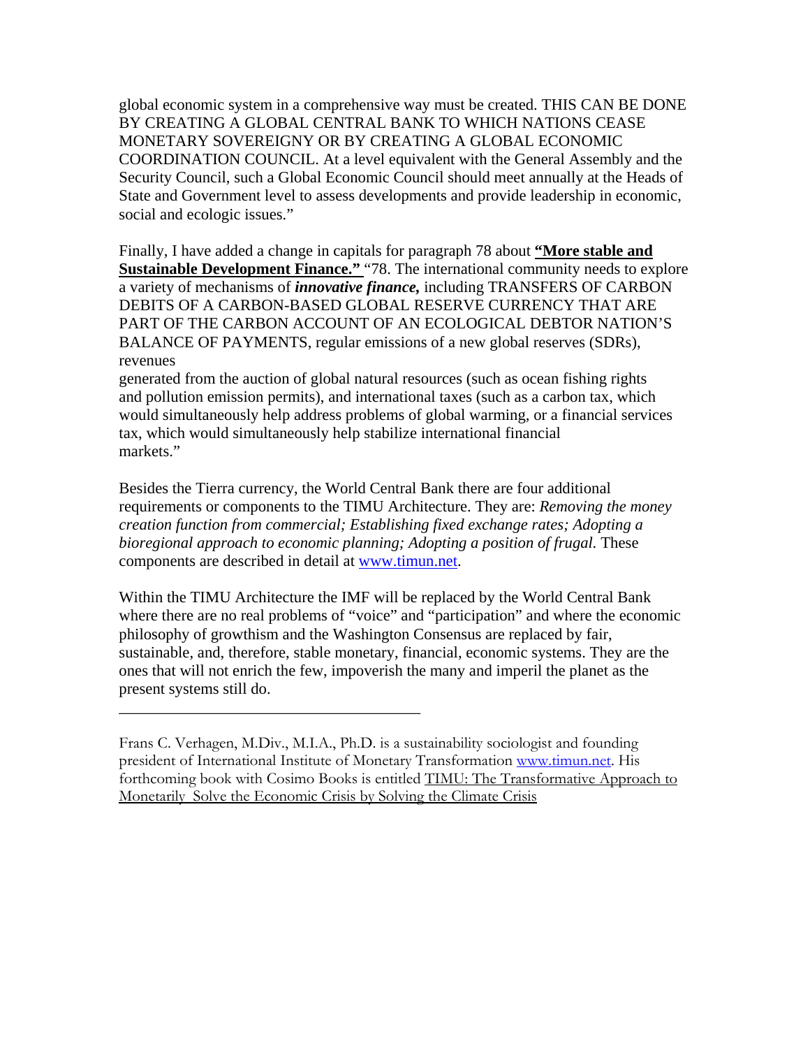global economic system in a comprehensive way must be created. THIS CAN BE DONE BY CREATING A GLOBAL CENTRAL BANK TO WHICH NATIONS CEASE MONETARY SOVEREIGNY OR BY CREATING A GLOBAL ECONOMIC COORDINATION COUNCIL. At a level equivalent with the General Assembly and the Security Council, such a Global Economic Council should meet annually at the Heads of State and Government level to assess developments and provide leadership in economic, social and ecologic issues."

Finally, I have added a change in capitals for paragraph 78 about **"More stable and Sustainable Development Finance."** "78. The international community needs to explore a variety of mechanisms of ***innovative finance,*** including TRANSFERS OF CARBON DEBITS OF A CARBON-BASED GLOBAL RESERVE CURRENCY THAT ARE PART OF THE CARBON ACCOUNT OF AN ECOLOGICAL DEBTOR NATION'S BALANCE OF PAYMENTS, regular emissions of a new global reserves (SDRs), revenues generated from the auction of global natural resources (such as ocean fishing rights and pollution emission permits), and international taxes (such as a carbon tax, which would simultaneously help address problems of global warming, or a financial services tax, which would simultaneously help stabilize international financial markets."

Besides the Tierra currency, the World Central Bank there are four additional requirements or components to the TIMU Architecture. They are: *Removing the money creation function from commercial; Establishing fixed exchange rates; Adopting a bioregional approach to economic planning; Adopting a position of frugal.* These components are described in detail at www.timun.net.

Within the TIMU Architecture the IMF will be replaced by the World Central Bank where there are no real problems of "voice" and "participation" and where the economic philosophy of growthism and the Washington Consensus are replaced by fair, sustainable, and, therefore, stable monetary, financial, economic systems. They are the ones that will not enrich the few, impoverish the many and imperil the planet as the present systems still do.

---

Frans C. Verhagen, M.Div., M.I.A., Ph.D. is a sustainability sociologist and founding president of International Institute of Monetary Transformation www.timun.net. His forthcoming book with Cosimo Books is entitled TIMU: The Transformative Approach to Monetarily Solve the Economic Crisis by Solving the Climate Crisis